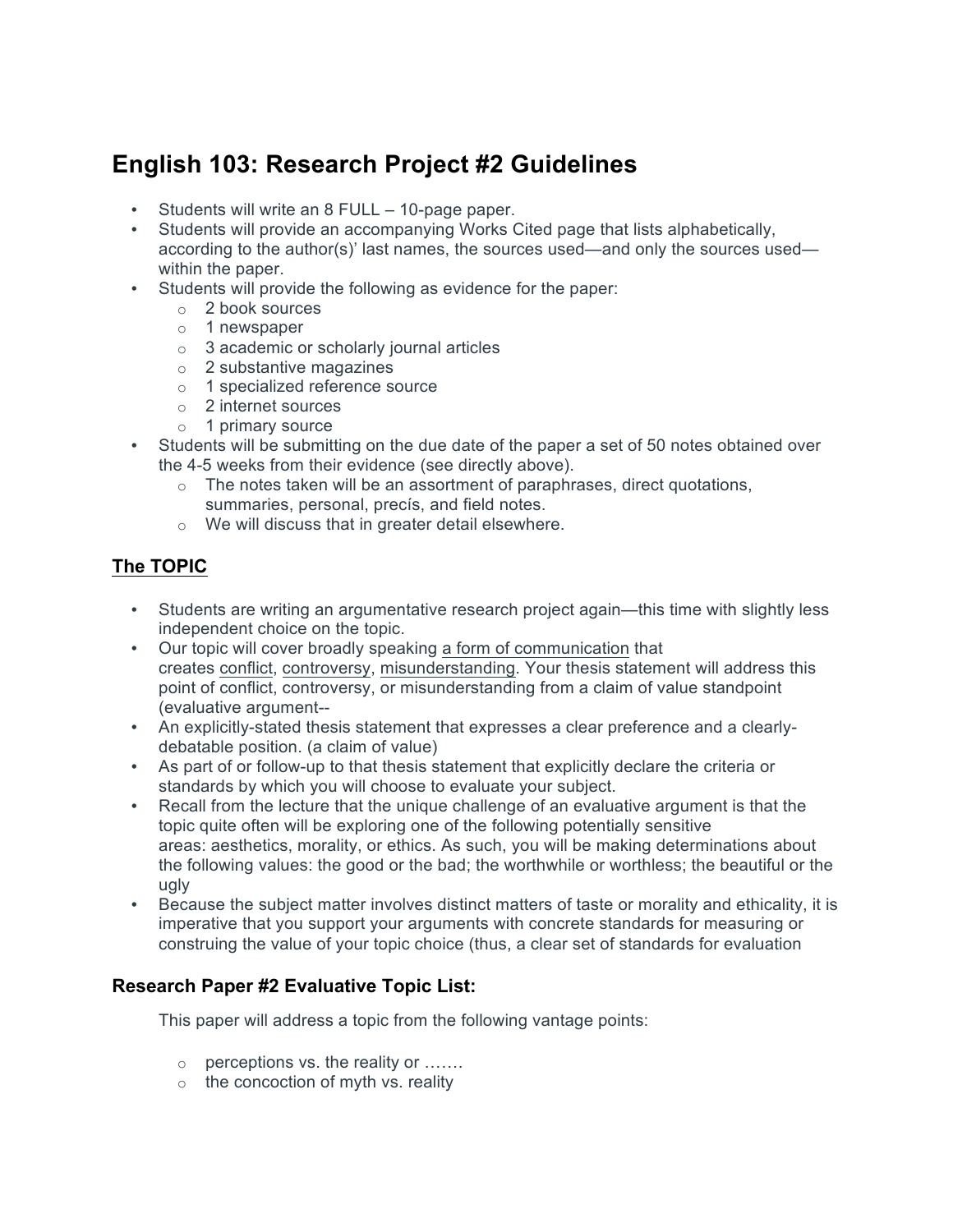# English 103: Research Project #2 Guidelines

- Students will write an 8 FULL – 10-page paper.
- Students will provide an accompanying Works Cited page that lists alphabetically, according to the author(s)' last names, the sources used—and only the sources used—within the paper.
- Students will provide the following as evidence for the paper:
  - 2 book sources
  - 1 newspaper
  - 3 academic or scholarly journal articles
  - 2 substantive magazines
  - 1 specialized reference source
  - 2 internet sources
  - 1 primary source
- Students will be submitting on the due date of the paper a set of 50 notes obtained over the 4-5 weeks from their evidence (see directly above).
  - The notes taken will be an assortment of paraphrases, direct quotations, summaries, personal, precís, and field notes.
  - We will discuss that in greater detail elsewhere.

## The TOPIC

- Students are writing an argumentative research project again—this time with slightly less independent choice on the topic.
- Our topic will cover broadly speaking <u>a form of communication</u> that creates <u>conflict</u>, <u>controversy</u>, <u>misunderstanding</u>. Your thesis statement will address this point of conflict, controversy, or misunderstanding from a claim of value standpoint (evaluative argument--
- An explicitly-stated thesis statement that expresses a clear preference and a clearly-debatable position. (a claim of value)
- As part of or follow-up to that thesis statement that explicitly declare the criteria or standards by which you will choose to evaluate your subject.
- Recall from the lecture that the unique challenge of an evaluative argument is that the topic quite often will be exploring one of the following potentially sensitive areas: aesthetics, morality, or ethics. As such, you will be making determinations about the following values: the good or the bad; the worthwhile or worthless; the beautiful or the ugly
- Because the subject matter involves distinct matters of taste or morality and ethicality, it is imperative that you support your arguments with concrete standards for measuring or construing the value of your topic choice (thus, a clear set of standards for evaluation

### Research Paper #2 Evaluative Topic List:

This paper will address a topic from the following vantage points:

- perceptions vs. the reality or …….
- the concoction of myth vs. reality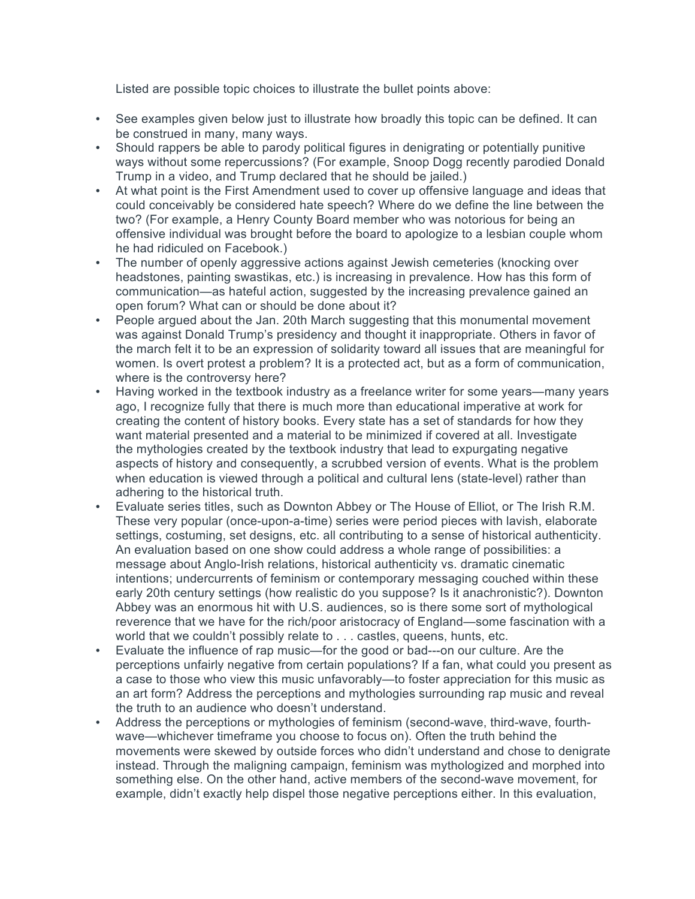Listed are possible topic choices to illustrate the bullet points above:

- See examples given below just to illustrate how broadly this topic can be defined. It can be construed in many, many ways.
- Should rappers be able to parody political figures in denigrating or potentially punitive ways without some repercussions? (For example, Snoop Dogg recently parodied Donald Trump in a video, and Trump declared that he should be jailed.)
- At what point is the First Amendment used to cover up offensive language and ideas that could conceivably be considered hate speech? Where do we define the line between the two? (For example, a Henry County Board member who was notorious for being an offensive individual was brought before the board to apologize to a lesbian couple whom he had ridiculed on Facebook.)
- The number of openly aggressive actions against Jewish cemeteries (knocking over headstones, painting swastikas, etc.) is increasing in prevalence. How has this form of communication—as hateful action, suggested by the increasing prevalence gained an open forum? What can or should be done about it?
- People argued about the Jan. 20th March suggesting that this monumental movement was against Donald Trump's presidency and thought it inappropriate. Others in favor of the march felt it to be an expression of solidarity toward all issues that are meaningful for women. Is overt protest a problem? It is a protected act, but as a form of communication, where is the controversy here?
- Having worked in the textbook industry as a freelance writer for some years—many years ago, I recognize fully that there is much more than educational imperative at work for creating the content of history books. Every state has a set of standards for how they want material presented and a material to be minimized if covered at all. Investigate the mythologies created by the textbook industry that lead to expurgating negative aspects of history and consequently, a scrubbed version of events. What is the problem when education is viewed through a political and cultural lens (state-level) rather than adhering to the historical truth.
- Evaluate series titles, such as Downton Abbey or The House of Elliot, or The Irish R.M. These very popular (once-upon-a-time) series were period pieces with lavish, elaborate settings, costuming, set designs, etc. all contributing to a sense of historical authenticity. An evaluation based on one show could address a whole range of possibilities: a message about Anglo-Irish relations, historical authenticity vs. dramatic cinematic intentions; undercurrents of feminism or contemporary messaging couched within these early 20th century settings (how realistic do you suppose? Is it anachronistic?). Downton Abbey was an enormous hit with U.S. audiences, so is there some sort of mythological reverence that we have for the rich/poor aristocracy of England—some fascination with a world that we couldn't possibly relate to . . . castles, queens, hunts, etc.
- Evaluate the influence of rap music—for the good or bad---on our culture. Are the perceptions unfairly negative from certain populations? If a fan, what could you present as a case to those who view this music unfavorably—to foster appreciation for this music as an art form? Address the perceptions and mythologies surrounding rap music and reveal the truth to an audience who doesn't understand.
- Address the perceptions or mythologies of feminism (second-wave, third-wave, fourth-wave—whichever timeframe you choose to focus on). Often the truth behind the movements were skewed by outside forces who didn't understand and chose to denigrate instead. Through the maligning campaign, feminism was mythologized and morphed into something else. On the other hand, active members of the second-wave movement, for example, didn't exactly help dispel those negative perceptions either. In this evaluation,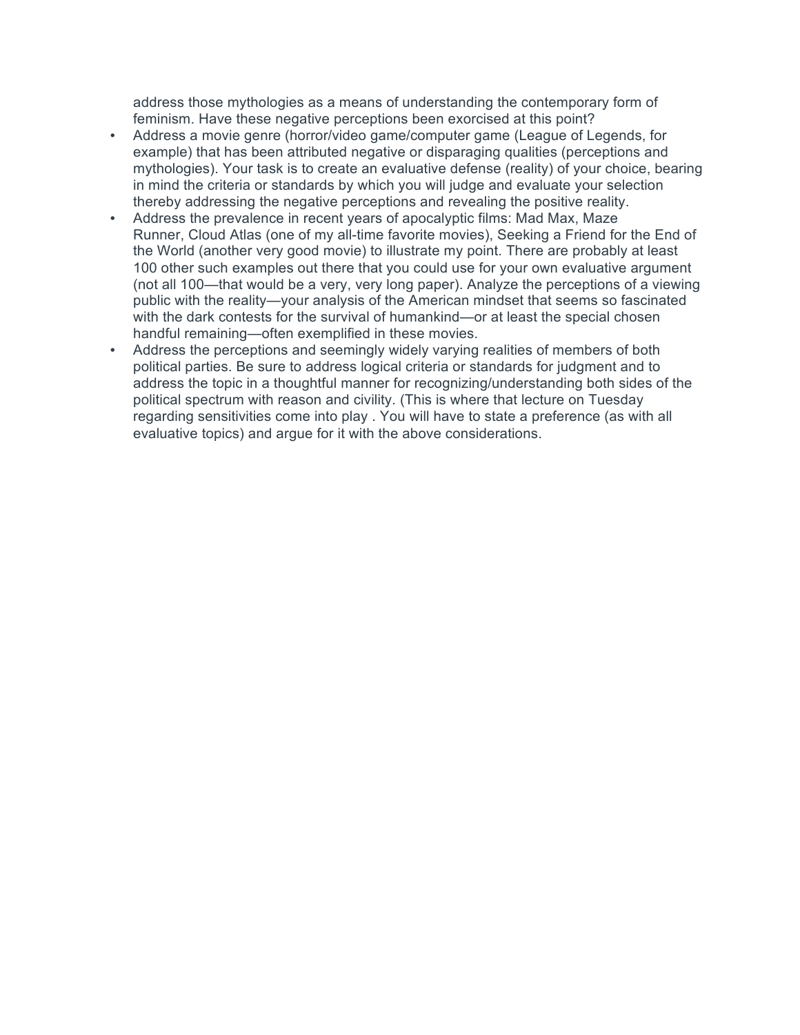address those mythologies as a means of understanding the contemporary form of feminism. Have these negative perceptions been exorcised at this point?

- Address a movie genre (horror/video game/computer game (League of Legends, for example) that has been attributed negative or disparaging qualities (perceptions and mythologies). Your task is to create an evaluative defense (reality) of your choice, bearing in mind the criteria or standards by which you will judge and evaluate your selection thereby addressing the negative perceptions and revealing the positive reality.
- Address the prevalence in recent years of apocalyptic films: Mad Max, Maze Runner, Cloud Atlas (one of my all-time favorite movies), Seeking a Friend for the End of the World (another very good movie) to illustrate my point. There are probably at least 100 other such examples out there that you could use for your own evaluative argument (not all 100—that would be a very, very long paper). Analyze the perceptions of a viewing public with the reality—your analysis of the American mindset that seems so fascinated with the dark contests for the survival of humankind—or at least the special chosen handful remaining—often exemplified in these movies.
- Address the perceptions and seemingly widely varying realities of members of both political parties. Be sure to address logical criteria or standards for judgment and to address the topic in a thoughtful manner for recognizing/understanding both sides of the political spectrum with reason and civility. (This is where that lecture on Tuesday regarding sensitivities come into play . You will have to state a preference (as with all evaluative topics) and argue for it with the above considerations.